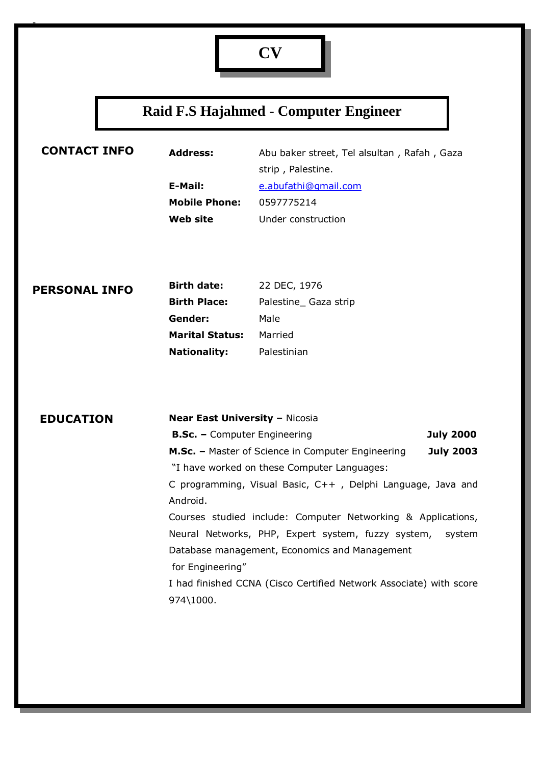# CV

## Raid F.S Hajahmed - Computer Engineer

### CONTACT INFO

**Address:** Abu baker street, Tel alsultan , Rafah , Gaza strip , Palestine.

**E-Mail:** e.abufathi@gmail.com

**Mobile Phone:** 0597775214

**Web site** Under construction

### PERSONAL INFO

**Birth date:** 22 DEC, 1976

**Birth Place:** Palestine_ Gaza strip

**Gender:** Male

**Marital Status:** Married

**Nationality:** Palestinian

### EDUCATION

**Near East University –** Nicosia

**B.Sc. –** Computer Engineering **July 2000**

**M.Sc. –** Master of Science in Computer Engineering **July 2003**

"I have worked on these Computer Languages:

C programming, Visual Basic, C++ , Delphi Language, Java and Android.

Courses studied include: Computer Networking & Applications, Neural Networks, PHP, Expert system, fuzzy system, system Database management, Economics and Management for Engineering"

I had finished CCNA (Cisco Certified Network Associate) with score 974\1000.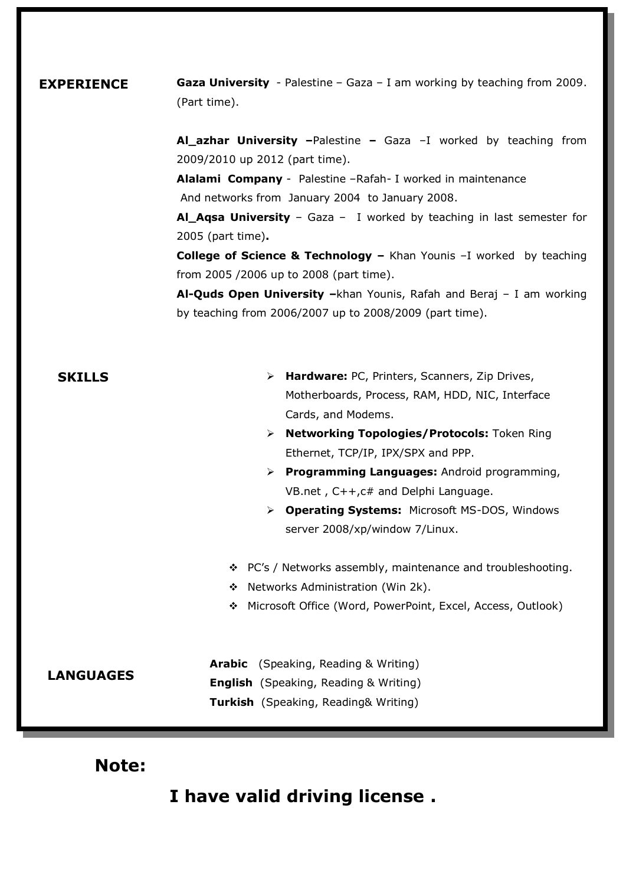## EXPERIENCE

**Gaza University** - Palestine – Gaza – I am working by teaching from 2009. (Part time).

**Al_azhar University –**Palestine **–** Gaza –I worked by teaching from 2009/2010 up 2012 (part time).

**Alalami Company** - Palestine –Rafah- I worked in maintenance And networks from January 2004 to January 2008.

**Al_Aqsa University** – Gaza – I worked by teaching in last semester for 2005 (part time)**.**

**College of Science & Technology –** Khan Younis –I worked by teaching from 2005 /2006 up to 2008 (part time).

**Al-Quds Open University –**khan Younis, Rafah and Beraj – I am working by teaching from 2006/2007 up to 2008/2009 (part time).

## SKILLS

- **Hardware:** PC, Printers, Scanners, Zip Drives, Motherboards, Process, RAM, HDD, NIC, Interface Cards, and Modems.
- **Networking Topologies/Protocols:** Token Ring Ethernet, TCP/IP, IPX/SPX and PPP.
- **Programming Languages:** Android programming, VB.net , C++,c# and Delphi Language.
- **Operating Systems:** Microsoft MS-DOS, Windows server 2008/xp/window 7/Linux.

- PC's / Networks assembly, maintenance and troubleshooting.
- Networks Administration (Win 2k).
- Microsoft Office (Word, PowerPoint, Excel, Access, Outlook)

## LANGUAGES

**Arabic** (Speaking, Reading & Writing)
**English** (Speaking, Reading & Writing)
**Turkish** (Speaking, Reading& Writing)

## Note:

**I have valid driving license .**